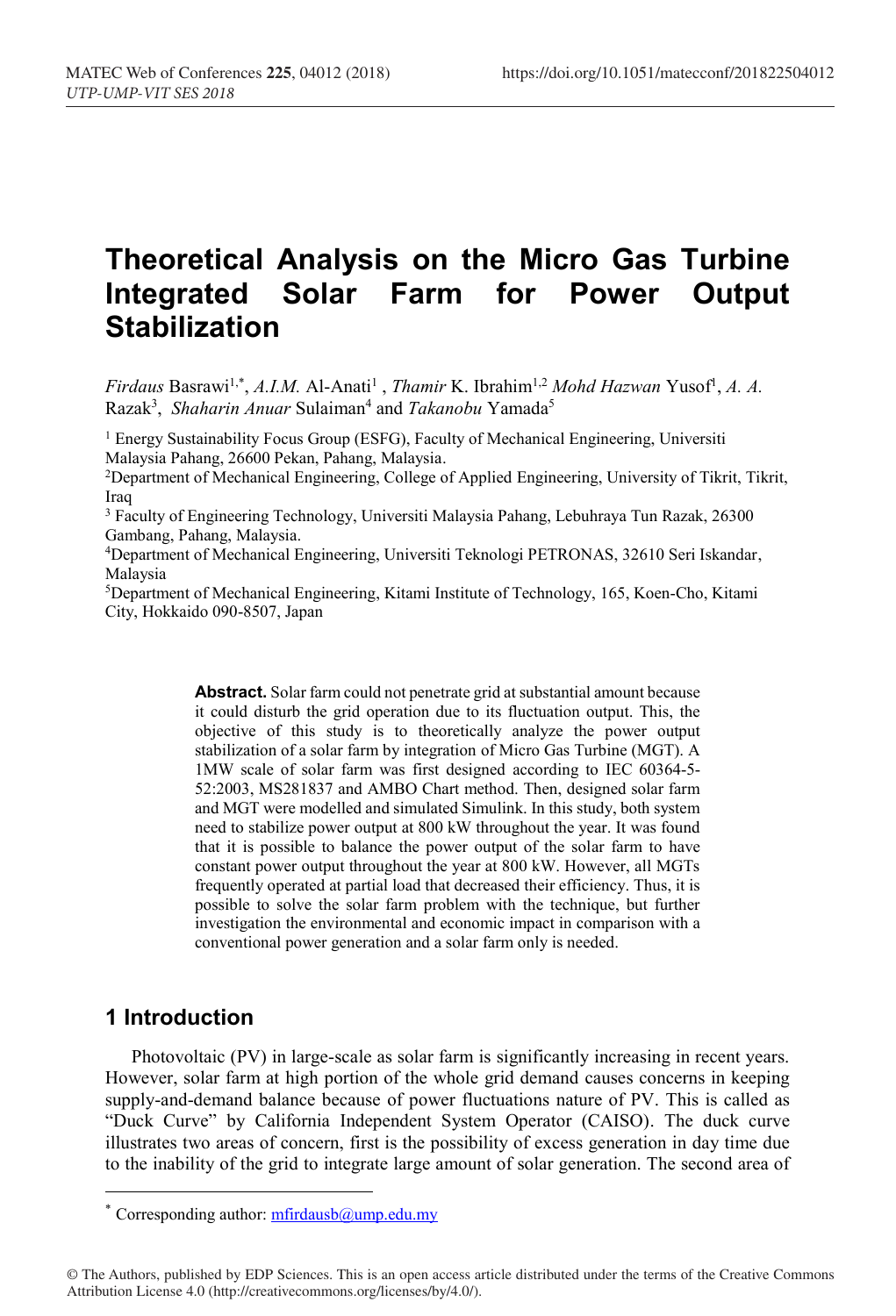# Theoretical Analysis on the Micro Gas Turbine Integrated Solar Farm for Power Output Stabilization

*Firdaus* Basrawi[1,*], *A.I.M.* Al-Anati[1], *Thamir* K. Ibrahim[1,2] *Mohd Hazwan* Yusof[1], *A. A.* Razak[3], *Shaharin Anuar* Sulaiman[4] and *Takanobu* Yamada[5]

[1] Energy Sustainability Focus Group (ESFG), Faculty of Mechanical Engineering, Universiti Malaysia Pahang, 26600 Pekan, Pahang, Malaysia.

[2] Department of Mechanical Engineering, College of Applied Engineering, University of Tikrit, Tikrit, Iraq

[3] Faculty of Engineering Technology, Universiti Malaysia Pahang, Lebuhraya Tun Razak, 26300 Gambang, Pahang, Malaysia.

[4] Department of Mechanical Engineering, Universiti Teknologi PETRONAS, 32610 Seri Iskandar, Malaysia

[5] Department of Mechanical Engineering, Kitami Institute of Technology, 165, Koen-Cho, Kitami City, Hokkaido 090-8507, Japan

**Abstract.** Solar farm could not penetrate grid at substantial amount because it could disturb the grid operation due to its fluctuation output. This, the objective of this study is to theoretically analyze the power output stabilization of a solar farm by integration of Micro Gas Turbine (MGT). A 1MW scale of solar farm was first designed according to IEC 60364-5-52:2003, MS281837 and AMBO Chart method. Then, designed solar farm and MGT were modelled and simulated Simulink. In this study, both system need to stabilize power output at 800 kW throughout the year. It was found that it is possible to balance the power output of the solar farm to have constant power output throughout the year at 800 kW. However, all MGTs frequently operated at partial load that decreased their efficiency. Thus, it is possible to solve the solar farm problem with the technique, but further investigation the environmental and economic impact in comparison with a conventional power generation and a solar farm only is needed.

## 1 Introduction

Photovoltaic (PV) in large-scale as solar farm is significantly increasing in recent years. However, solar farm at high portion of the whole grid demand causes concerns in keeping supply-and-demand balance because of power fluctuations nature of PV. This is called as "Duck Curve" by California Independent System Operator (CAISO). The duck curve illustrates two areas of concern, first is the possibility of excess generation in day time due to the inability of the grid to integrate large amount of solar generation. The second area of

* Corresponding author: mfirdausb@ump.edu.my

© The Authors, published by EDP Sciences. This is an open access article distributed under the terms of the Creative Commons Attribution License 4.0 (http://creativecommons.org/licenses/by/4.0/).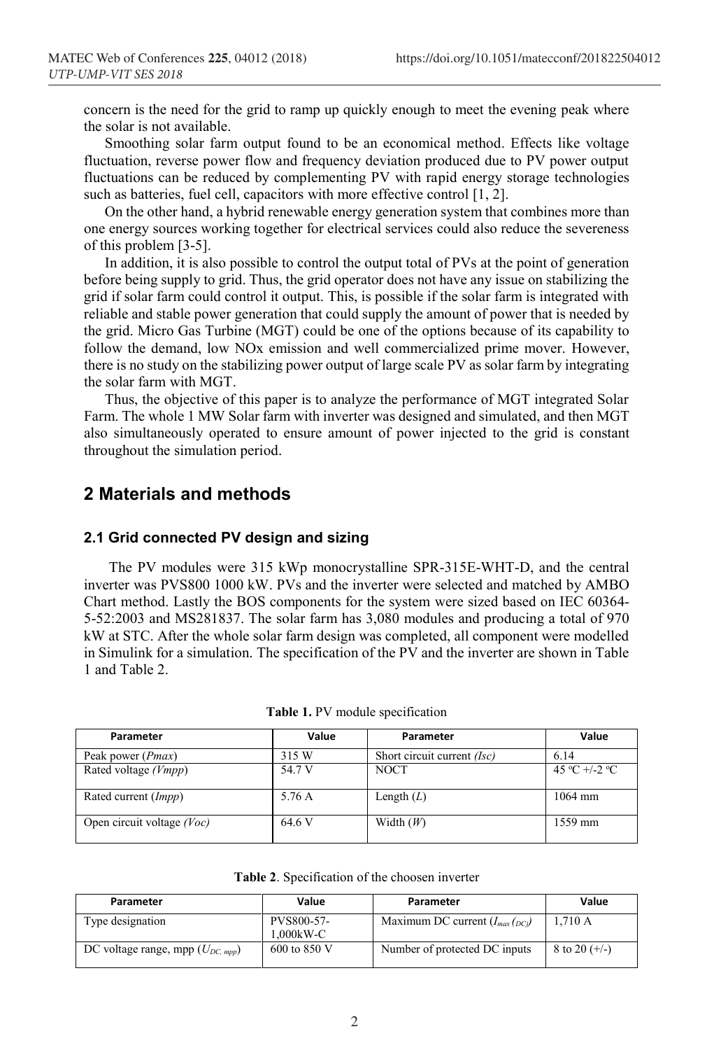concern is the need for the grid to ramp up quickly enough to meet the evening peak where the solar is not available.

Smoothing solar farm output found to be an economical method. Effects like voltage fluctuation, reverse power flow and frequency deviation produced due to PV power output fluctuations can be reduced by complementing PV with rapid energy storage technologies such as batteries, fuel cell, capacitors with more effective control [1, 2].

On the other hand, a hybrid renewable energy generation system that combines more than one energy sources working together for electrical services could also reduce the severeness of this problem [3-5].

In addition, it is also possible to control the output total of PVs at the point of generation before being supply to grid. Thus, the grid operator does not have any issue on stabilizing the grid if solar farm could control it output. This, is possible if the solar farm is integrated with reliable and stable power generation that could supply the amount of power that is needed by the grid. Micro Gas Turbine (MGT) could be one of the options because of its capability to follow the demand, low NOx emission and well commercialized prime mover. However, there is no study on the stabilizing power output of large scale PV as solar farm by integrating the solar farm with MGT.

Thus, the objective of this paper is to analyze the performance of MGT integrated Solar Farm. The whole 1 MW Solar farm with inverter was designed and simulated, and then MGT also simultaneously operated to ensure amount of power injected to the grid is constant throughout the simulation period.

## 2 Materials and methods

### 2.1 Grid connected PV design and sizing

The PV modules were 315 kWp monocrystalline SPR-315E-WHT-D, and the central inverter was PVS800 1000 kW. PVs and the inverter were selected and matched by AMBO Chart method. Lastly the BOS components for the system were sized based on IEC 60364-5-52:2003 and MS281837. The solar farm has 3,080 modules and producing a total of 970 kW at STC. After the whole solar farm design was completed, all component were modelled in Simulink for a simulation. The specification of the PV and the inverter are shown in Table 1 and Table 2.

**Table 1.** PV module specification

| Parameter | Value | Parameter | Value |
|---|---|---|---|
| Peak power (*Pmax*) | 315 W | Short circuit current *(Isc)* | 6.14 |
| Rated voltage *(Vmpp*) | 54.7 V | NOCT | 45 °C +/-2 °C |
| Rated current (*Impp*) | 5.76 A | Length (*L*) | 1064 mm |
| Open circuit voltage *(Voc)* | 64.6 V | Width (*W*) | 1559 mm |

**Table 2**. Specification of the choosen inverter

| Parameter | Value | Parameter | Value |
|---|---|---|---|
| Type designation | PVS800-57-1,000kW-C | Maximum DC current ($I_{max}$ $(_{DC})$) | 1,710 A |
| DC voltage range, mpp ($U_{DC, mpp}$) | 600 to 850 V | Number of protected DC inputs | 8 to 20 (+/-) |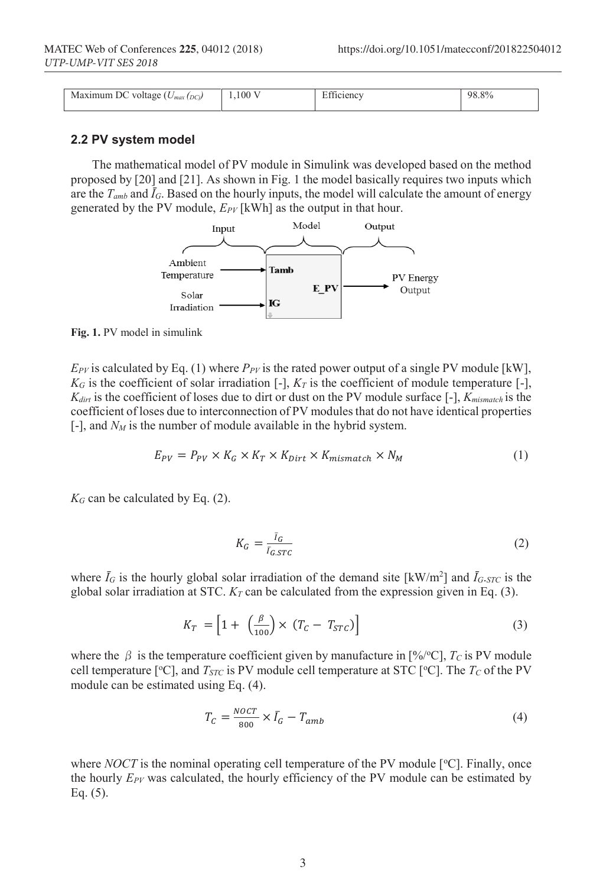| Maximum DC voltage ($U_{max\,(DC)}$) | 1,100 V | Efficiency | 98.8% |
|---|---|---|---|

### 2.2 PV system model

The mathematical model of PV module in Simulink was developed based on the method proposed by [20] and [21]. As shown in Fig. 1 the model basically requires two inputs which are the $T_{amb}$ and $\bar{I}_G$. Based on the hourly inputs, the model will calculate the amount of energy generated by the PV module, $E_{PV}$ [kWh] as the output in that hour.

**Fig. 1.** PV model in simulink

$E_{PV}$ is calculated by Eq. (1) where $P_{PV}$ is the rated power output of a single PV module [kW], $K_G$ is the coefficient of solar irradiation [-], $K_T$ is the coefficient of module temperature [-], $K_{dirt}$ is the coefficient of loses due to dirt or dust on the PV module surface [-], $K_{mismatch}$ is the coefficient of loses due to interconnection of PV modules that do not have identical properties [-], and $N_M$ is the number of module available in the hybrid system.

$$E_{PV} = P_{PV} \times K_G \times K_T \times K_{Dirt} \times K_{mismatch} \times N_M \tag{1}$$

$K_G$ can be calculated by Eq. (2).

$$K_G = \frac{\bar{I}_G}{\bar{I}_{G.STC}} \tag{2}$$

where $\bar{I}_G$ is the hourly global solar irradiation of the demand site [kW/m$^2$] and $\bar{I}_{G.STC}$ is the global solar irradiation at STC. $K_T$ can be calculated from the expression given in Eq. (3).

$$K_T = \left[1 + \left(\frac{\beta}{100}\right) \times (T_C - T_{STC})\right] \tag{3}$$

where the $\beta$ is the temperature coefficient given by manufacture in [%/°C], $T_C$ is PV module cell temperature [°C], and $T_{STC}$ is PV module cell temperature at STC [°C]. The $T_C$ of the PV module can be estimated using Eq. (4).

$$T_C = \frac{NOCT}{800} \times \bar{I}_G - T_{amb} \tag{4}$$

where *NOCT* is the nominal operating cell temperature of the PV module [°C]. Finally, once the hourly $E_{PV}$ was calculated, the hourly efficiency of the PV module can be estimated by Eq. (5).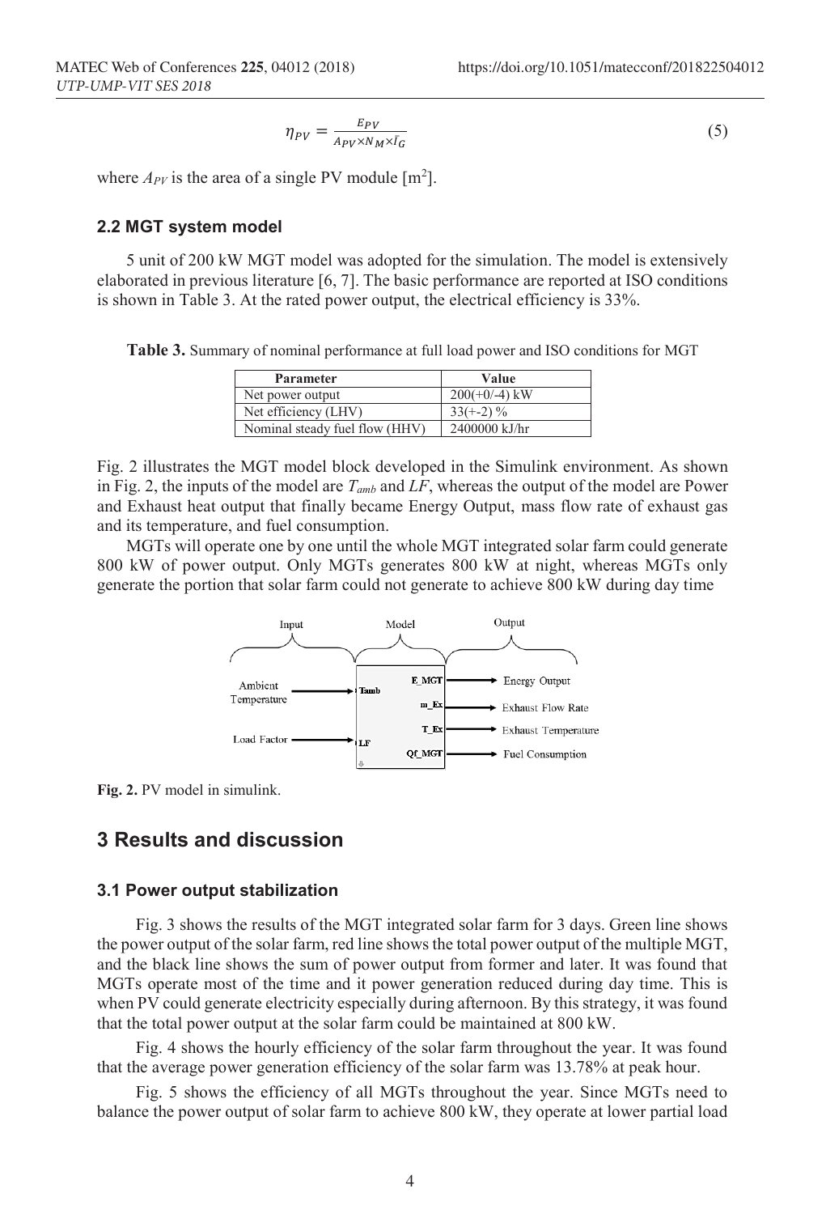$$\eta_{PV} = \frac{E_{PV}}{A_{PV} \times N_M \times I_G} \tag{5}$$

where $A_{PV}$ is the area of a single PV module [m$^2$].

### 2.2 MGT system model

5 unit of 200 kW MGT model was adopted for the simulation. The model is extensively elaborated in previous literature [6, 7]. The basic performance are reported at ISO conditions is shown in Table 3. At the rated power output, the electrical efficiency is 33%.

**Table 3.** Summary of nominal performance at full load power and ISO conditions for MGT

| Parameter | Value |
|---|---|
| Net power output | 200(+0/-4) kW |
| Net efficiency (LHV) | 33(+-2) % |
| Nominal steady fuel flow (HHV) | 2400000 kJ/hr |

Fig. 2 illustrates the MGT model block developed in the Simulink environment. As shown in Fig. 2, the inputs of the model are $T_{amb}$ and $LF$, whereas the output of the model are Power and Exhaust heat output that finally became Energy Output, mass flow rate of exhaust gas and its temperature, and fuel consumption.

MGTs will operate one by one until the whole MGT integrated solar farm could generate 800 kW of power output. Only MGTs generates 800 kW at night, whereas MGTs only generate the portion that solar farm could not generate to achieve 800 kW during day time

**Fig. 2.** PV model in simulink.

## 3 Results and discussion

### 3.1 Power output stabilization

Fig. 3 shows the results of the MGT integrated solar farm for 3 days. Green line shows the power output of the solar farm, red line shows the total power output of the multiple MGT, and the black line shows the sum of power output from former and later. It was found that MGTs operate most of the time and it power generation reduced during day time. This is when PV could generate electricity especially during afternoon. By this strategy, it was found that the total power output at the solar farm could be maintained at 800 kW.

Fig. 4 shows the hourly efficiency of the solar farm throughout the year. It was found that the average power generation efficiency of the solar farm was 13.78% at peak hour.

Fig. 5 shows the efficiency of all MGTs throughout the year. Since MGTs need to balance the power output of solar farm to achieve 800 kW, they operate at lower partial load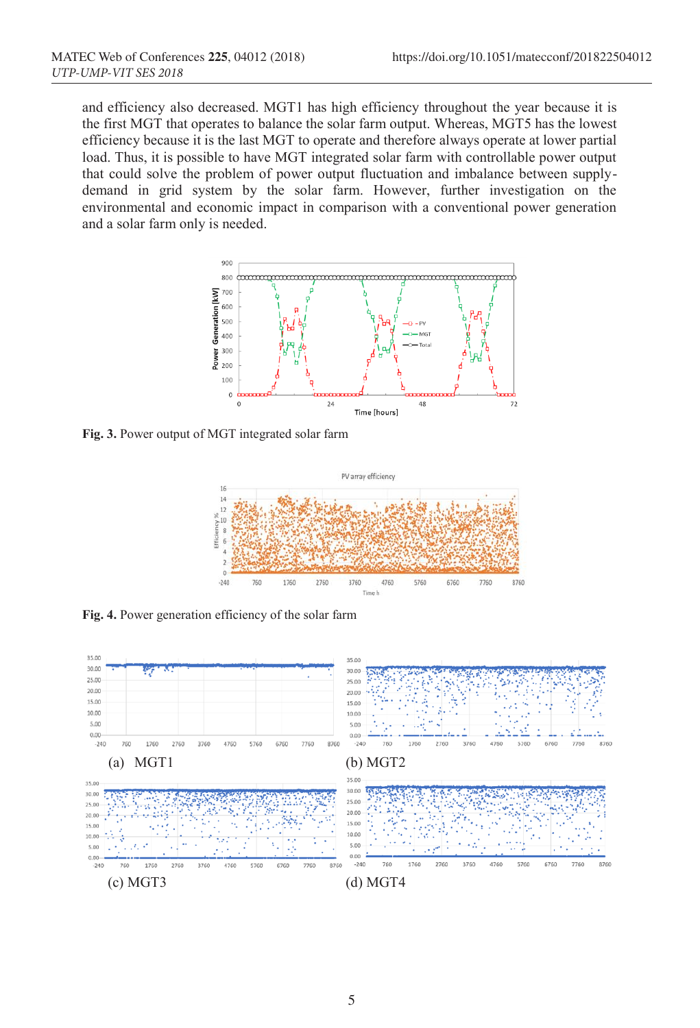and efficiency also decreased. MGT1 has high efficiency throughout the year because it is the first MGT that operates to balance the solar farm output. Whereas, MGT5 has the lowest efficiency because it is the last MGT to operate and therefore always operate at lower partial load. Thus, it is possible to have MGT integrated solar farm with controllable power output that could solve the problem of power output fluctuation and imbalance between supply-demand in grid system by the solar farm. However, further investigation on the environmental and economic impact in comparison with a conventional power generation and a solar farm only is needed.

**Fig. 3.** Power output of MGT integrated solar farm

**Fig. 4.** Power generation efficiency of the solar farm

(a) MGT1

(b) MGT2

(c) MGT3

(d) MGT4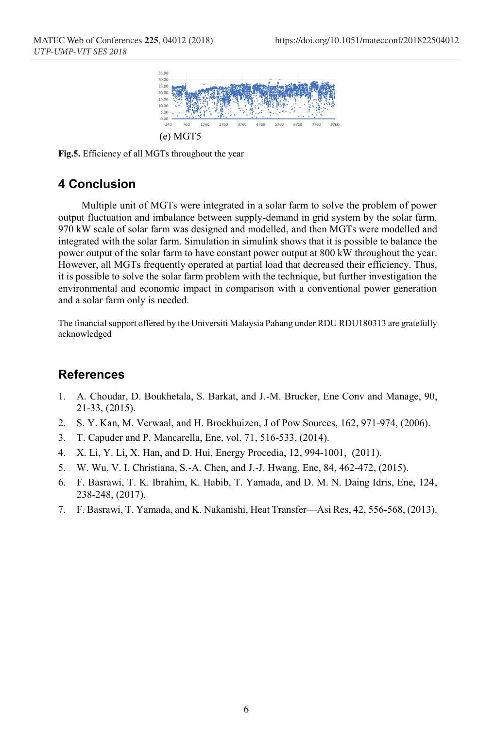35.00
30.00
25.00
20.00
15.00
10.00
5.00
0.00
-240 760 1760 2760 3760 4760 5760 6760 7760 8760

(e) MGT5

**Fig.5.** Efficiency of all MGTs throughout the year

## 4 Conclusion

Multiple unit of MGTs were integrated in a solar farm to solve the problem of power output fluctuation and imbalance between supply-demand in grid system by the solar farm. 970 kW scale of solar farm was designed and modelled, and then MGTs were modelled and integrated with the solar farm. Simulation in simulink shows that it is possible to balance the power output of the solar farm to have constant power output at 800 kW throughout the year. However, all MGTs frequently operated at partial load that decreased their efficiency. Thus, it is possible to solve the solar farm problem with the technique, but further investigation the environmental and economic impact in comparison with a conventional power generation and a solar farm only is needed.

The financial support offered by the Universiti Malaysia Pahang under RDU RDU180313 are gratefully acknowledged

## References

1. A. Choudar, D. Boukhetala, S. Barkat, and J.-M. Brucker, Ene Conv and Manage, 90, 21-33, (2015).
2. S. Y. Kan, M. Verwaal, and H. Broekhuizen, J of Pow Sources, 162, 971-974, (2006).
3. T. Capuder and P. Mancarella, Ene, vol. 71, 516-533, (2014).
4. X. Li, Y. Li, X. Han, and D. Hui, Energy Procedia, 12, 994-1001, (2011).
5. W. Wu, V. I. Christiana, S.-A. Chen, and J.-J. Hwang, Ene, 84, 462-472, (2015).
6. F. Basrawi, T. K. Ibrahim, K. Habib, T. Yamada, and D. M. N. Daing Idris, Ene, 124, 238-248, (2017).
7. F. Basrawi, T. Yamada, and K. Nakanishi, Heat Transfer—Asi Res, 42, 556-568, (2013).